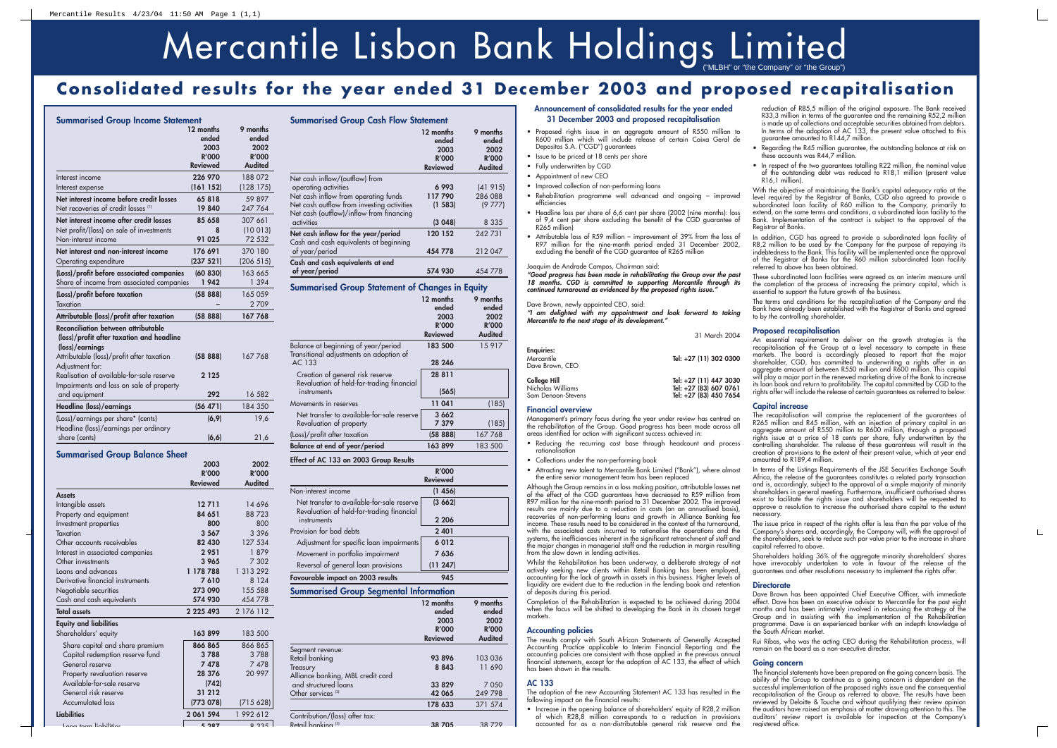# Mercantile Lisbon Bank Holdings Limited

("MLBH" or "the Company" or "the Group")

## Consolidated results for the year ended 31 December 2003 and proposed recapitalisation

### Summarised Group Income Statement

| | 12 months ended 2003 R'000 Reviewed | 9 months ended 2002 R'000 Audited |
|---|---|---|
| Interest income | 226 970 | 188 072 |
| Interest expense | (161 152) | (128 175) |
| **Net interest income before credit losses** | **65 818** | 59 897 |
| Net recoveries of credit losses [1] | 19 840 | 247 764 |
| **Net interest income after credit losses** | **85 658** | 307 661 |
| Net profit/(loss) on sale of investments | 8 | (10 013) |
| Non-interest income | 91 025 | 72 532 |
| **Net interest and non-interest income** | **176 691** | 370 180 |
| Operating expenditure | (237 521) | (206 515) |
| **(Loss)/profit before associated companies** | **(60 830)** | 163 665 |
| Share of income from associated companies | 1 942 | 1 394 |
| **(Loss)/profit before taxation** | **(58 888)** | 165 059 |
| Taxation | – | 2 709 |
| **Attributable (loss)/profit after taxation** | **(58 888)** | **167 768** |
| **Reconciliation between attributable (loss)/profit after taxation and headline (loss)/earnings** | | |
| Attributable (loss)/profit after taxation | (58 888) | 167 768 |
| Adjustment for: | | |
| Realisation of available-for-sale reserve | 2 125 | |
| Impairments and loss on sale of property and equipment | 292 | 16 582 |
| **Headline (loss)/earnings** | **(56 471)** | 184 350 |
| (Loss)/earnings per share* (cents) | (6,9) | 19,6 |
| Headline (loss)/earnings per ordinary share (cents) | (6,6) | 21,6 |

### Summarised Group Balance Sheet

| | 2003 R'000 Reviewed | 2002 R'000 Audited |
|---|---|---|
| **Assets** | | |
| Intangible assets | 12 711 | 14 696 |
| Property and equipment | 84 651 | 88 723 |
| Investment properties | 800 | 800 |
| Taxation | 3 567 | 3 396 |
| Other accounts receivables | 82 430 | 127 534 |
| Interest in associated companies | 2 951 | 1 879 |
| Other investments | 3 965 | 7 302 |
| Loans and advances | 1 178 788 | 1 313 292 |
| Derivative financial instruments | 7 610 | 8 124 |
| Negotiable securities | 273 090 | 155 588 |
| Cash and cash equivalents | 574 930 | 454 778 |
| **Total assets** | **2 225 493** | 2 176 112 |
| **Equity and liabilities** | | |
| Shareholders' equity | 163 899 | 183 500 |
| Share capital and share premium | 866 865 | 866 865 |
| Capital redemption reserve fund | 3 788 | 3 788 |
| General reserve | 7 478 | 7 478 |
| Property revaluation reserve | 28 376 | 20 997 |
| Available-for-sale reserve | (742) | |
| General risk reserve | 31 212 | |
| Accumulated loss | (773 078) | (715 628) |
| **Liabilities** | 2 061 594 | 1 992 612 |
| Long term liabilities | 5 287 | 8 335 |

### Summarised Group Cash Flow Statement

| | 12 months ended 2003 R'000 Reviewed | 9 months ended 2002 R'000 Audited |
|---|---|---|
| Net cash inflow/(outflow) from operating activities | 6 993 | (41 915) |
| Net cash inflow from operating funds | 117 790 | 286 088 |
| Net cash outflow from investing activities | (1 583) | (9 777) |
| Net cash (outflow)/inflow from financing activities | (3 048) | 8 335 |
| **Net cash inflow for the year/period** | **120 152** | 242 731 |
| Cash and cash equivalents at beginning of year/period | 454 778 | 212 047 |
| **Cash and cash equivalents at end of year/period** | **574 930** | 454 778 |

### Summarised Group Statement of Changes in Equity

| | 12 months ended 2003 R'000 Reviewed | 9 months ended 2002 R'000 Audited |
|---|---|---|
| Balance at beginning of year/period | 183 500 | 15 917 |
| Transitional adjustments on adoption of AC 133 | 28 246 | |
| Creation of general risk reserve | 28 811 | |
| Revaluation of held-for-trading financial instruments | (565) | |
| Movements in reserves | 11 041 | (185) |
| Net transfer to available-for-sale reserve | 3 662 | |
| Revaluation of property | 7 379 | (185) |
| (Loss)/profit after taxation | (58 888) | 167 768 |
| **Balance at end of year/period** | **163 899** | 183 500 |

### Effect of AC 133 on 2003 Group Results

| | R'000 Reviewed |
|---|---|
| Non-interest income | (1 456) |
| Net transfer to available-for-sale reserve | (3 662) |
| Revaluation of held-for-trading financial instruments | 2 206 |
| Provision for bad debts | 2 401 |
| Adjustment for specific loan impairments | 6 012 |
| Movement in portfolio impairment | 7 636 |
| Reversal of general loan provisions | (11 247) |
| **Favourable impact on 2003 results** | **945** |

### Summarised Group Segmental Information

| | 12 months ended 2003 R'000 Reviewed | 9 months ended 2002 R'000 Audited |
|---|---|---|
| Segment revenue: | | |
| Retail banking | 93 896 | 103 036 |
| Treasury | 8 843 | 11 690 |
| Alliance banking, MBL credit card and structured loans | 33 829 | 7 050 |
| Other services [2] | 42 065 | 249 798 |
| | 178 633 | 371 574 |
| Contribution/(loss) after tax: | | |
| Retail banking [3] | 38 705 | 38 729 |

### Announcement of consolidated results for the year ended 31 December 2003 and proposed recapitalisation

- Proposed rights issue in an aggregate amount of R550 million to R600 million which will include release of certain Caixa Geral de Depositos S.A. ("CGD") guarantees
- Issue to be priced at 18 cents per share
- Fully underwritten by CGD
- Appointment of new CEO
- Improved collection of non-performing loans
- Rehabilitation programme well advanced and ongoing – improved efficiencies
- Headline loss per share of 6,6 cent per share (2002 (nine months): loss of 9,4 cent per share excluding the benefit of the CGD guarantee of R265 million)
- Attributable loss of R59 million – improvement of 39% from the loss of R97 million for the nine-month period ended 31 December 2002, excluding the benefit of the CGD guarantee of R265 million

Joaquim de Andrade Campos, Chairman said:

***"Good progress has been made in rehabilitating the Group over the past 18 months. CGD is committed to supporting Mercantile through its continued turnaround as evidenced by the proposed rights issue."***

Dave Brown, newly appointed CEO, said:

***"I am delighted with my appointment and look forward to taking Mercantile to the next stage of its development."***

31 March 2004

**Enquiries:**

| | |
|---|---|
| Mercantile | Tel: +27 (11) 302 0300 |
| Dave Brown, CEO | |
| **College Hill** | Tel: +27 (11) 447 3030 |
| Nicholas Williams | Tel: +27 (83) 607 0761 |
| Sam Denoon-Stevens | Tel: +27 (83) 450 7654 |

### Financial overview

Management's primary focus during the year under review has centred on the rehabilitation of the Group. Good progress has been made across all areas identified for action with significant success achieved in:

- Reducing the recurring cost base through headcount and process rationalisation
- Collections under the non-performing book
- Attracting new talent to Mercantile Bank Limited ("Bank"), where almost the entire senior management team has been replaced

Although the Group remains in a loss making position, attributable losses net of the effect of the CGD guarantees have decreased to R59 million from R97 million for the nine-month period to 31 December 2002. The improved results are mainly due to a reduction in costs (on an annualised basis), recoveries of non-performing loans and growth in Alliance Banking fee income. These results need to be considered in the context of the turnaround, with the associated costs incurred to rationalise the operations and the systems, the inefficiencies inherent in the significant retrenchment of staff and the major changes in managerial staff and the reduction in margin resulting from the slow down in lending activities.

Whilst the Rehabilitation has been underway, a deliberate strategy of not actively seeking new clients within Retail Banking has been employed, accounting for the lack of growth in assets in this business. Higher levels of liquidity are evident due to the reduction in the lending book and retention of deposits during this period.

Completion of the Rehabilitation is expected to be achieved during 2004 when the focus will be shifted to developing the Bank in its chosen target markets.

### Accounting policies

The results comply with South African Statements of Generally Accepted Accounting Practice applicable to Interim Financial Reporting and the accounting policies are consistent with those applied in the previous annual financial statements, except for the adoption of AC 133, the effect of which has been shown in the results.

### AC 133

The adoption of the new Accounting Statement AC 133 has resulted in the following impact on the financial results:

- Increase in the opening balance of shareholders' equity of R28,2 million of which R28,8 million corresponds to a reduction in provisions accounted for as a non-distributable general risk reserve and the reduction of R85,5 million of the original exposure. The Bank received R33,3 million in terms of the guarantee and the remaining R52,2 million is made up of collections and acceptable securities obtained from debtors. In terms of the adoption of AC 133, the present value attached to this guarantee amounted to R144,7 million.
- Regarding the R45 million guarantee, the outstanding balance at risk on these accounts was R44,7 million.
- In respect of the two guarantees totalling R22 million, the nominal value of the outstanding debt was reduced to R18,1 million (present value R16,1 million).

With the objective of maintaining the Bank's capital adequacy ratio at the level required by the Registrar of Banks, CGD also agreed to provide a subordinated loan facility of R60 million to the Company, primarily to extend, on the same terms and conditions, a subordinated loan facility to the Bank. Implementation of the contract is subject to the approval of the Registrar of Banks.

In addition, CGD has agreed to provide a subordinated loan facility of R8,2 million to be used by the Company for the purpose of repaying its indebtedness to the Bank. This facility will be implemented once the approval of the Registrar of Banks for the R60 million subordinated loan facility referred to above has been obtained.

These subordinated loan facilities were agreed as an interim measure until the completion of the process of increasing the primary capital, which is essential to support the future growth of the business.

The terms and conditions for the recapitalisation of the Company and the Bank have already been established with the Registrar of Banks and agreed to by the controlling shareholder.

### Proposed recapitalisation

An essential requirement to deliver on the growth strategies is the recapitalisation of the Group at a level necessary to compete in these markets. The board is accordingly pleased to report that the major shareholder, CGD, has committed to underwriting a rights offer in an aggregate amount of between R550 million and R600 million. This capital will play a major part in the renewed marketing drive of the Bank to increase its loan book and return to profitability. The capital committed by CGD to the rights offer will include the release of certain guarantees as referred to below.

### Capital increase

The recapitalisation will comprise the replacement of the guarantees of R265 million and R45 million, with an injection of primary capital in an aggregate amount of R550 million to R600 million, through a proposed rights issue at a price of 18 cents per share, fully underwritten by the controlling shareholder. The release of these guarantees will result in the creation of provisions to the extent of their present value, which at year end amounted to R189,4 million.

In terms of the Listings Requirements of the JSE Securities Exchange South Africa, the release of the guarantees constitutes a related party transaction and is, accordingly, subject to the approval of a simple majority of minority shareholders in general meeting. Furthermore, insufficient authorised shares exist to facilitate the rights issue and shareholders will be requested to approve a resolution to increase the authorised share capital to the extent necessary.

The issue price in respect of the rights offer is less than the par value of the Company's shares and, accordingly, the Company will, with the approval of the shareholders, seek to reduce such par value prior to the increase in share capital referred to above.

Shareholders holding 36% of the aggregate minority shareholders' shares have irrevocably undertaken to vote in favour of the release of the guarantees and other resolutions necessary to implement the rights offer.

### Directorate

Dave Brown has been appointed Chief Executive Officer, with immediate effect. Dave has been an executive advisor to Mercantile for the past eight months and has been intimately involved in refocusing the strategy of the Group and in assisting with the implementation of the Rehabilitation programme. Dave is an experienced banker with an indepth knowledge of the South African market.

Rui Ribas, who was the acting CEO during the Rehabilitation process, will remain on the board as a non-executive director.

### Going concern

The financial statements have been prepared on the going concern basis. The ability of the Group to continue as a going concern is dependent on the successful implementation of the proposed rights issue and the consequential recapitalisation of the Group as referred to above. The results have been reviewed by Deloitte & Touche and without qualifying their review opinion the auditors have raised an emphasis of matter drawing attention to this. The auditors' review report is available for inspection at the Company's registered office.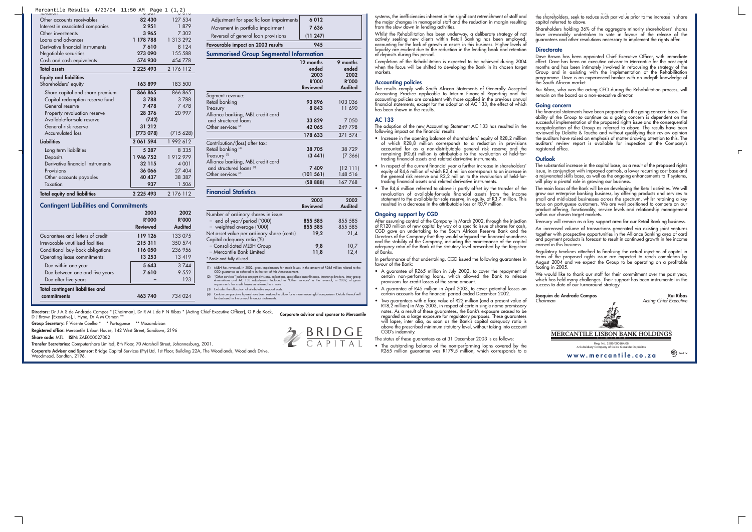| | 2003 | 2002 |
|---|---|---|
| Taxation | | |
| Other accounts receivables | 82 430 | 127 534 |
| Interest in associated companies | 2 951 | 1 879 |
| Other investments | 3 965 | 7 302 |
| Loans and advances | 1 178 788 | 1 313 292 |
| Derivative financial instruments | 7 610 | 8 124 |
| Negotiable securities | 273 090 | 155 588 |
| Cash and cash equivalents | 574 930 | 454 778 |
| **Total assets** | **2 225 493** | 2 176 112 |
| **Equity and liabilities** | | |
| Shareholders' equity | 163 899 | 183 500 |
| Share capital and share premium | 866 865 | 866 865 |
| Capital redemption reserve fund | 3 788 | 3 788 |
| General reserve | 7 478 | 7 478 |
| Property revaluation reserve | 28 376 | 20 997 |
| Available-for-sale reserve | (742) | |
| General risk reserve | 31 212 | |
| Accumulated loss | (773 078) | (715 628) |
| **Liabilities** | **2 061 594** | 1 992 612 |
| Long term liabilities | 5 287 | 8 335 |
| Deposits | 1 946 752 | 1 912 979 |
| Derivative financial instruments | 32 115 | 4 001 |
| Provisions | 36 066 | 27 404 |
| Other accounts payables | 40 437 | 38 387 |
| Taxation | 937 | 1 506 |
| **Total equity and liabilities** | **2 225 493** | 2 176 112 |

## Contingent Liabilities and Commitments

| | 2003 R'000 Reviewed | 2002 R'000 Audited |
|---|---|---|
| Guarantees and letters of credit | 119 126 | 133 075 |
| Irrevocable unutilised facilities | 215 311 | 350 574 |
| Conditional buy-back obligations | 116 050 | 236 956 |
| Operating lease commitments: | 13 253 | 13 419 |
| Due within one year | 5 643 | 3 744 |
| Due between one and five years | 7 610 | 9 552 |
| Due after five years | – | 123 |
| **Total contingent liabilities and commitments** | **463 740** | 734 024 |

| | |
|---|---|
| Adjustment for specific loan impairments | 6 012 |
| Movement in portfolio impairment | 7 636 |
| Reversal of general loan provisions | (11 247) |
| **Favourable impact on 2003 results** | **945** |

## Summarised Group Segmental Information

| | 12 months ended 2003 R'000 Reviewed | 9 months ended 2002 R'000 Audited |
|---|---|---|
| Segment revenue: | | |
| Retail banking | 93 896 | 103 036 |
| Treasury | 8 843 | 11 690 |
| Alliance banking, MBL credit card and structured loans | 33 829 | 7 050 |
| Other services [2] | 42 065 | 249 798 |
| | 178 633 | 371 574 |
| Contribution/(loss) after tax: | | |
| Retail banking [3] | 38 705 | 38 729 |
| Treasury [3] | (3 441) | (7 366) |
| Alliance banking, MBL credit card and structured loans [3] | 7 409 | (12 111) |
| Other services [2] | (101 561) | 148 516 |
| | (58 888) | 167 768 |

## Financial Statistics

| | 2003 Reviewed | 2002 Audited |
|---|---|---|
| Number of ordinary shares in issue: | | |
| – end of year/period ('000) | 855 585 | 855 585 |
| – weighted average ('000) | 855 585 | 855 585 |
| Net asset value per ordinary share (cents) | 19,2 | 21,4 |
| Capital adequacy ratio (%) | | |
| – Consolidated MLBH Group | 9,8 | 10,7 |
| – Mercantile Bank Limited | 11,8 | 12,4 |

* Basic and fully diluted

(1) MLBH has reversed, in 2002, gross impairments for credit losses in the amount of R265 million related to the CGD guarantee as referred to in the text of this Announcement.

(2) "Other services" includes support divisions, collections, specialised asset finance, insurance brokers, inter-group eliminations and AC 133 adjustments. Included in "Other services" is the reversal, in 2002, of gross impairments for credit losses as referred to in note 1.

(3) Excludes the allocation of attributable support costs.

(4) Certain comparative figures have been restated to allow for a more meaningful comparison. Details thereof will be disclosed in the annual financial statements.

systems, the inefficiencies inherent in the significant retrenchment of staff and the major changes in managerial staff and the reduction in margin resulting from the slow down in lending activities.

Whilst the Rehabilitation has been underway, a deliberate strategy of not actively seeking new clients within Retail Banking has been employed, accounting for the lack of growth in assets in this business. Higher levels of liquidity are evident due to the reduction in the lending book and retention of deposits during this period.

Completion of the Rehabilitation is expected to be achieved during 2004 when the focus will be shifted to developing the Bank in its chosen target markets.

### Accounting policies

The results comply with South African Statements of Generally Accepted Accounting Practice applicable to Interim Financial Reporting and the accounting policies are consistent with those applied in the previous annual financial statements, except for the adoption of AC 133, the effect of which has been shown in the results.

### AC 133

The adoption of the new Accounting Statement AC 133 has resulted in the following impact on the financial results:

- Increase in the opening balance of shareholders' equity of R28,2 million of which R28,8 million corresponds to a reduction in provisions accounted for as a non-distributable general risk reserve and the remaining (R0,6) million is attributable to the revaluation of held-for-trading financial assets and related derivative instruments.
- In respect of the current financial year a further increase in shareholders' equity of R4,6 million of which R2,4 million corresponds to an increase in the general risk reserve and R2,2 million to the revaluation of held-for-trading financial assets and related derivative instruments.
- The R4,6 million referred to above is partly offset by the transfer of the revaluation of available-for-sale financial assets from the income statement to the available-for-sale reserve, in equity, of R3,7 million. This resulted in a decrease in the attributable loss of R0,9 million.

### Ongoing support by CGD

After assuming control of the Company in March 2002, through the injection of R120 million of new capital by way of a specific issue of shares for cash, CGD gave an undertaking to the South African Reserve Bank and the Directors of the Company that they would safeguard the financial soundness and the stability of the Company, including the maintenance of the capital adequacy ratio of the Bank at the statutory level prescribed by the Registrar of Banks.

In performance of that undertaking, CGD issued the following guarantees in favour of the Bank:

- A guarantee of R265 million in July 2002, to cover the repayment of certain non-performing loans, which allowed the Bank to release provisions for credit losses of the same amount.
- A guarantee of R45 million in April 2003, to cover potential losses on certain accounts for the financial period ended December 2002.
- Two guarantees with a face value of R22 million (and a present value of R18,2 million) in May 2003, in respect of certain single name promissory notes. As a result of these guarantees, the Bank's exposure ceased to be regarded as a large exposure for regulatory purposes. These guarantees will lapse, inter alia, as soon as the Bank's capital adequacy ratio is above the prescribed minimum statutory level, without taking into account CGD's indemnity.

The status of these guarantees as at 31 December 2003 is as follows:

- The outstanding balance of the non-performing loans covered by the R265 million guarantee was R179,5 million, which corresponds to a

the shareholders, seek to reduce such par value prior to the increase in share capital referred to above.

Shareholders holding 36% of the aggregate minority shareholders' shares have irrevocably undertaken to vote in favour of the release of the guarantees and other resolutions necessary to implement the rights offer.

### Directorate

Dave Brown has been appointed Chief Executive Officer, with immediate effect. Dave has been an executive advisor to Mercantile for the past eight months and has been intimately involved in refocusing the strategy of the Group and in assisting with the implementation of the Rehabilitation programme. Dave is an experienced banker with an indepth knowledge of the South African market.

Rui Ribas, who was the acting CEO during the Rehabilitation process, will remain on the board as a non-executive director.

### Going concern

The financial statements have been prepared on the going concern basis. The ability of the Group to continue as a going concern is dependent on the successful implementation of the proposed rights issue and the consequential recapitalisation of the Group as referred to above. The results have been reviewed by Deloitte & Touche and without qualifying their review opinion the auditors have raised an emphasis of matter drawing attention to this. The auditors' review report is available for inspection at the Company's registered office.

### Outlook

The substantial increase in the capital base, as a result of the proposed rights issue, in conjunction with improved controls, a lower recurring cost base and a rejuvenated skills base, as well as the ongoing enhancements to IT systems, will play a pivotal role in growing our business.

The main focus of the Bank will be on developing the Retail activities. We will grow our enterprise banking business, by offering products and services to small and mid-sized businesses across the spectrum, whilst retaining a key focus on portuguese customers. We are well positioned to compete on our product offering, functionality, service levels and relationship management within our chosen target markets.

Treasury will remain as a key support area for our Retail Banking business.

An increased volume of transactions generated via existing joint ventures together with prospective opportunities in the Alliance Banking area of card and payment products is forecast to result in continued growth in fee income earned in this business.

Regulatory timelines attached to finalising the actual injection of capital in terms of the proposed rights issue are expected to reach completion by August 2004 and we expect the Group to be operating on a profitable footing in 2005.

We would like to thank our staff for their commitment over the past year, which has held many challenges. Their support has been instrumental in the success to date of our turnaround strategy.

**Joaquim de Andrade Campos**
*Chairman*

**Rui Ribas**
*Acting Chief Executive*

**MERCANTILE LISBON BANK HOLDINGS LIMITED**

Reg. No. 1989/000164/06
A Subsidiary Company of Caixa Geral de Depósitos

**www.mercantile.co.za**

**Directors:** Dr J A S de Andrade Campos * [Chairman], Dr R M L de F N Ribas * [Acting Chief Executive Officer], G P de Kock, D J Brown [Executive], L Hyne, Dr A M Osman **

**Group Secretary:** F Vicente Coelho * * Portuguese ** Mozambican

**Registered office:** Mercantile Lisbon House, 142 West Street, Sandown, 2196

**Share code:** MTL **ISIN:** ZAE000027082

**Transfer Secretaries:** Computershare Limited, 8th Floor, 70 Marshall Street, Johannesburg, 2001.

**Corporate Advisor and Sponsor:** Bridge Capital Services (Pty) Ltd, 1st Floor, Building 22A, The Woodlands, Woodlands Drive, Woodmead, Sandton, 2196.

**Corporate advisor and sponsor to Mercantile**

BRIDGE CAPITAL